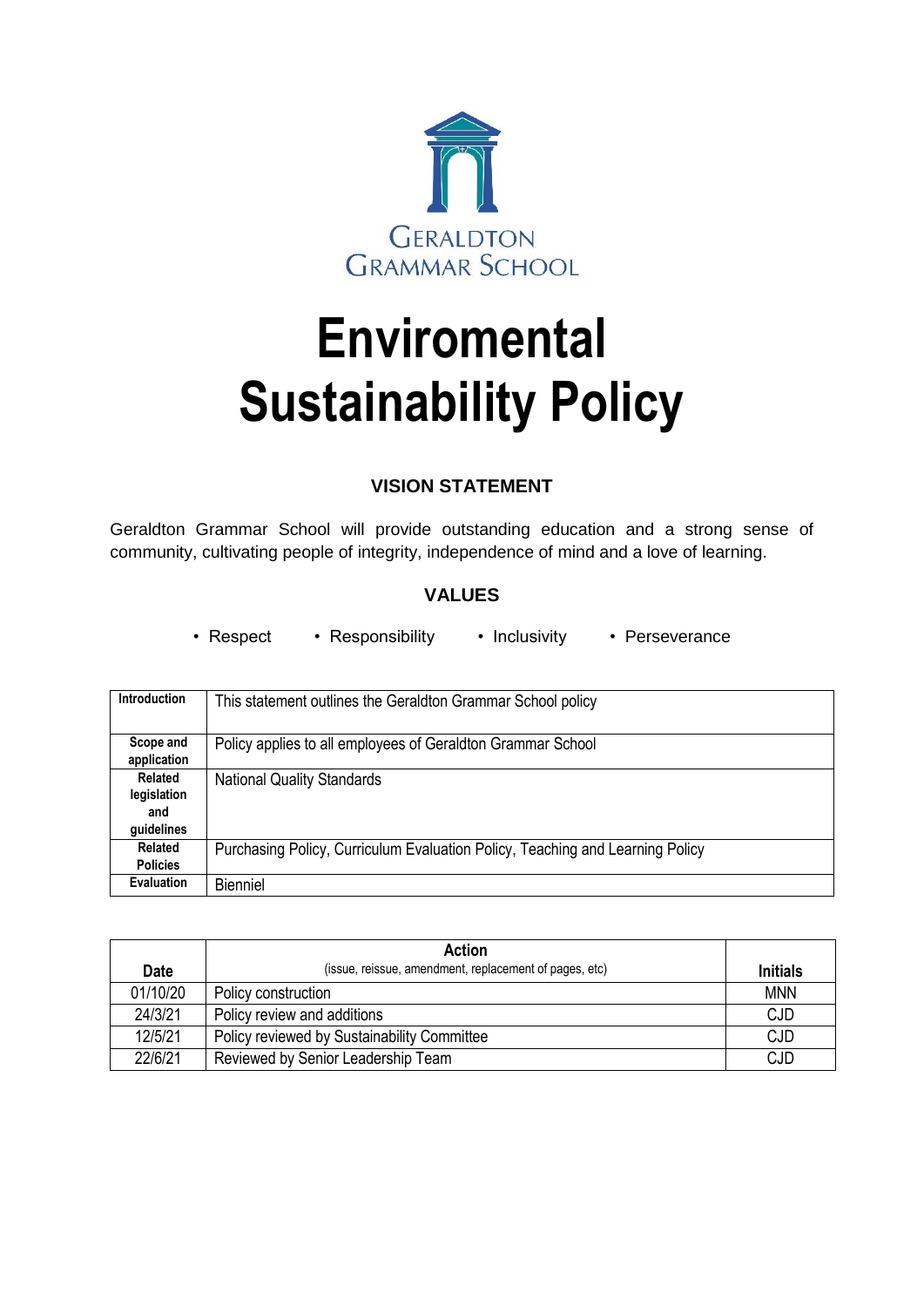GERALDTON GRAMMAR SCHOOL

# Enviromental Sustainability Policy

## VISION STATEMENT

Geraldton Grammar School will provide outstanding education and a strong sense of community, cultivating people of integrity, independence of mind and a love of learning.

## VALUES

- Respect
- Responsibility
- Inclusivity
- Perseverance

| | |
|---|---|
| **Introduction** | This statement outlines the Geraldton Grammar School policy |
| **Scope and application** | Policy applies to all employees of Geraldton Grammar School |
| **Related legislation and guidelines** | National Quality Standards |
| **Related Policies** | Purchasing Policy, Curriculum Evaluation Policy, Teaching and Learning Policy |
| **Evaluation** | Bienniel |

| **Date** | **Action** (issue, reissue, amendment, replacement of pages, etc) | **Initials** |
|---|---|---|
| 01/10/20 | Policy construction | MNN |
| 24/3/21 | Policy review and additions | CJD |
| 12/5/21 | Policy reviewed by Sustainability Committee | CJD |
| 22/6/21 | Reviewed by Senior Leadership Team | CJD |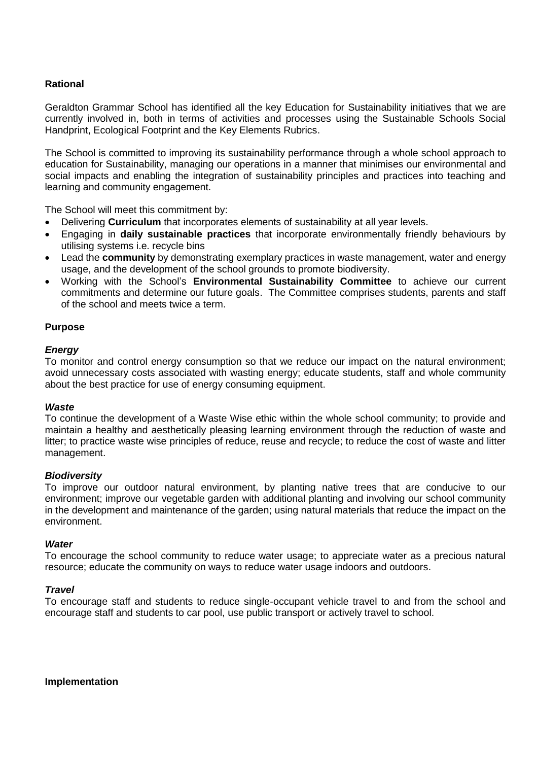**Rational**

Geraldton Grammar School has identified all the key Education for Sustainability initiatives that we are currently involved in, both in terms of activities and processes using the Sustainable Schools Social Handprint, Ecological Footprint and the Key Elements Rubrics.

The School is committed to improving its sustainability performance through a whole school approach to education for Sustainability, managing our operations in a manner that minimises our environmental and social impacts and enabling the integration of sustainability principles and practices into teaching and learning and community engagement.

The School will meet this commitment by:

- Delivering **Curriculum** that incorporates elements of sustainability at all year levels.
- Engaging in **daily sustainable practices** that incorporate environmentally friendly behaviours by utilising systems i.e. recycle bins
- Lead the **community** by demonstrating exemplary practices in waste management, water and energy usage, and the development of the school grounds to promote biodiversity.
- Working with the School's **Environmental Sustainability Committee** to achieve our current commitments and determine our future goals. The Committee comprises students, parents and staff of the school and meets twice a term.

**Purpose**

***Energy***
To monitor and control energy consumption so that we reduce our impact on the natural environment; avoid unnecessary costs associated with wasting energy; educate students, staff and whole community about the best practice for use of energy consuming equipment.

***Waste***
To continue the development of a Waste Wise ethic within the whole school community; to provide and maintain a healthy and aesthetically pleasing learning environment through the reduction of waste and litter; to practice waste wise principles of reduce, reuse and recycle; to reduce the cost of waste and litter management.

***Biodiversity***
To improve our outdoor natural environment, by planting native trees that are conducive to our environment; improve our vegetable garden with additional planting and involving our school community in the development and maintenance of the garden; using natural materials that reduce the impact on the environment.

***Water***
To encourage the school community to reduce water usage; to appreciate water as a precious natural resource; educate the community on ways to reduce water usage indoors and outdoors.

***Travel***
To encourage staff and students to reduce single-occupant vehicle travel to and from the school and encourage staff and students to car pool, use public transport or actively travel to school.

**Implementation**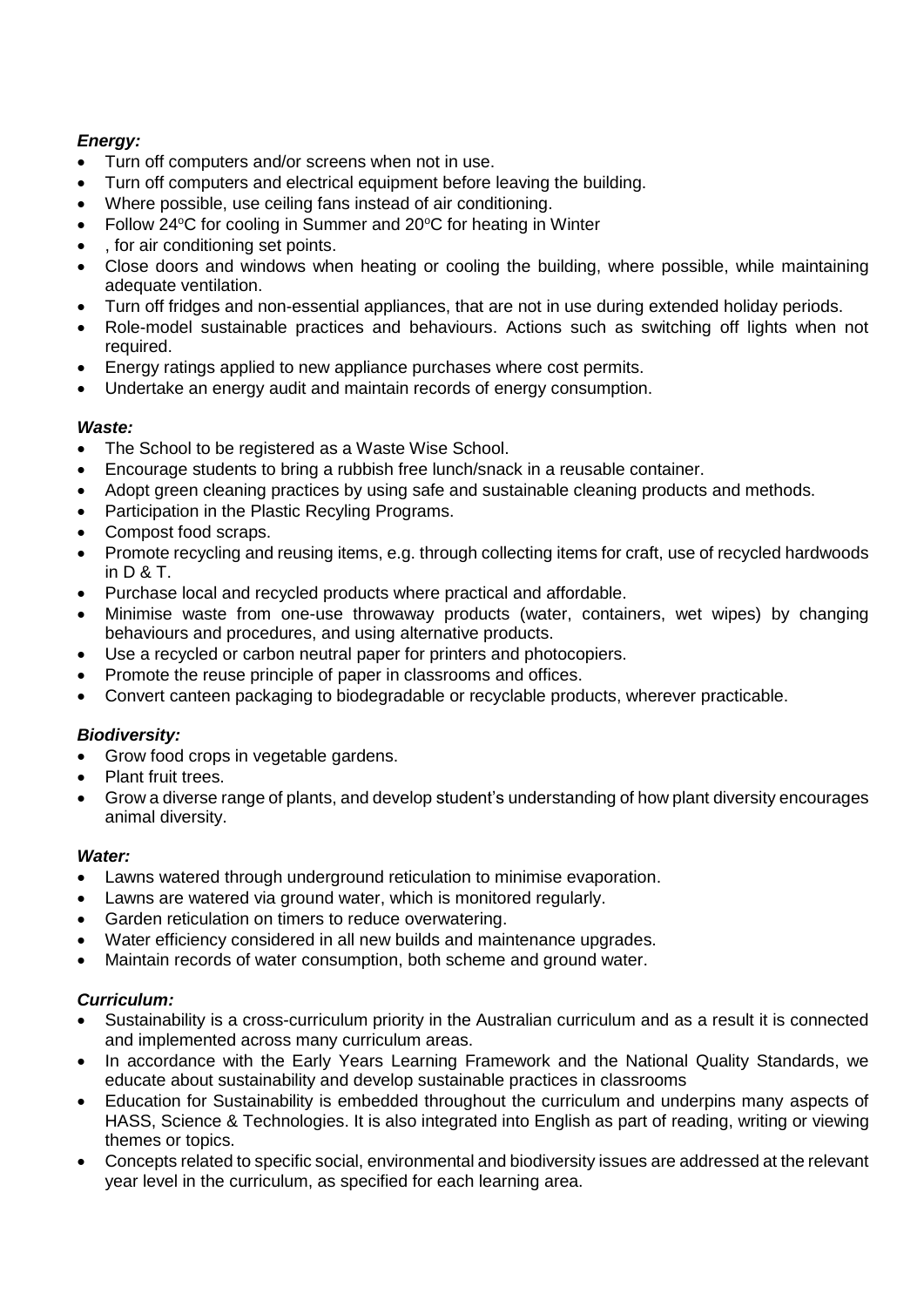***Energy:***

- Turn off computers and/or screens when not in use.
- Turn off computers and electrical equipment before leaving the building.
- Where possible, use ceiling fans instead of air conditioning.
- Follow 24ºC for cooling in Summer and 20ºC for heating in Winter
- , for air conditioning set points.
- Close doors and windows when heating or cooling the building, where possible, while maintaining adequate ventilation.
- Turn off fridges and non-essential appliances, that are not in use during extended holiday periods.
- Role-model sustainable practices and behaviours. Actions such as switching off lights when not required.
- Energy ratings applied to new appliance purchases where cost permits.
- Undertake an energy audit and maintain records of energy consumption.

***Waste:***

- The School to be registered as a Waste Wise School.
- Encourage students to bring a rubbish free lunch/snack in a reusable container.
- Adopt green cleaning practices by using safe and sustainable cleaning products and methods.
- Participation in the Plastic Recyling Programs.
- Compost food scraps.
- Promote recycling and reusing items, e.g. through collecting items for craft, use of recycled hardwoods in D & T.
- Purchase local and recycled products where practical and affordable.
- Minimise waste from one-use throwaway products (water, containers, wet wipes) by changing behaviours and procedures, and using alternative products.
- Use a recycled or carbon neutral paper for printers and photocopiers.
- Promote the reuse principle of paper in classrooms and offices.
- Convert canteen packaging to biodegradable or recyclable products, wherever practicable.

***Biodiversity:***

- Grow food crops in vegetable gardens.
- Plant fruit trees.
- Grow a diverse range of plants, and develop student's understanding of how plant diversity encourages animal diversity.

***Water:***

- Lawns watered through underground reticulation to minimise evaporation.
- Lawns are watered via ground water, which is monitored regularly.
- Garden reticulation on timers to reduce overwatering.
- Water efficiency considered in all new builds and maintenance upgrades.
- Maintain records of water consumption, both scheme and ground water.

***Curriculum:***

- Sustainability is a cross-curriculum priority in the Australian curriculum and as a result it is connected and implemented across many curriculum areas.
- In accordance with the Early Years Learning Framework and the National Quality Standards, we educate about sustainability and develop sustainable practices in classrooms
- Education for Sustainability is embedded throughout the curriculum and underpins many aspects of HASS, Science & Technologies. It is also integrated into English as part of reading, writing or viewing themes or topics.
- Concepts related to specific social, environmental and biodiversity issues are addressed at the relevant year level in the curriculum, as specified for each learning area.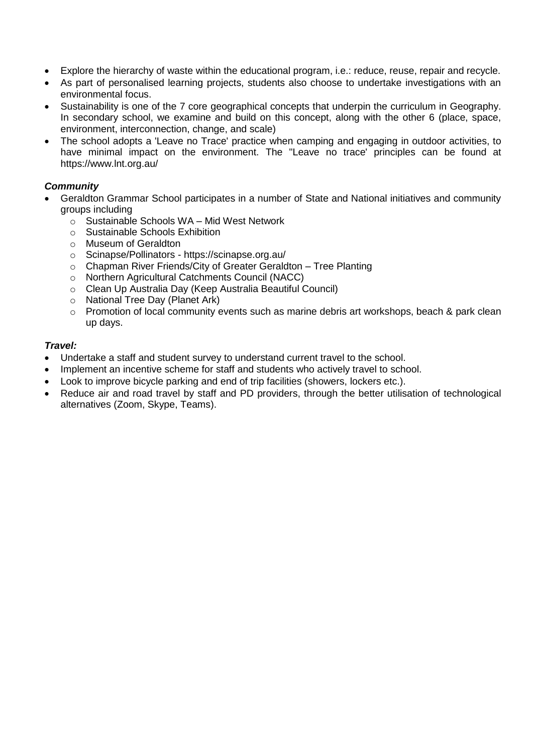- Explore the hierarchy of waste within the educational program, i.e.: reduce, reuse, repair and recycle.
- As part of personalised learning projects, students also choose to undertake investigations with an environmental focus.
- Sustainability is one of the 7 core geographical concepts that underpin the curriculum in Geography. In secondary school, we examine and build on this concept, along with the other 6 (place, space, environment, interconnection, change, and scale)
- The school adopts a 'Leave no Trace' practice when camping and engaging in outdoor activities, to have minimal impact on the environment. The "Leave no trace' principles can be found at https://www.lnt.org.au/

***Community***

- Geraldton Grammar School participates in a number of State and National initiatives and community groups including
  - Sustainable Schools WA – Mid West Network
  - Sustainable Schools Exhibition
  - Museum of Geraldton
  - Scinapse/Pollinators - https://scinapse.org.au/
  - Chapman River Friends/City of Greater Geraldton – Tree Planting
  - Northern Agricultural Catchments Council (NACC)
  - Clean Up Australia Day (Keep Australia Beautiful Council)
  - National Tree Day (Planet Ark)
  - Promotion of local community events such as marine debris art workshops, beach & park clean up days.

***Travel:***

- Undertake a staff and student survey to understand current travel to the school.
- Implement an incentive scheme for staff and students who actively travel to school.
- Look to improve bicycle parking and end of trip facilities (showers, lockers etc.).
- Reduce air and road travel by staff and PD providers, through the better utilisation of technological alternatives (Zoom, Skype, Teams).